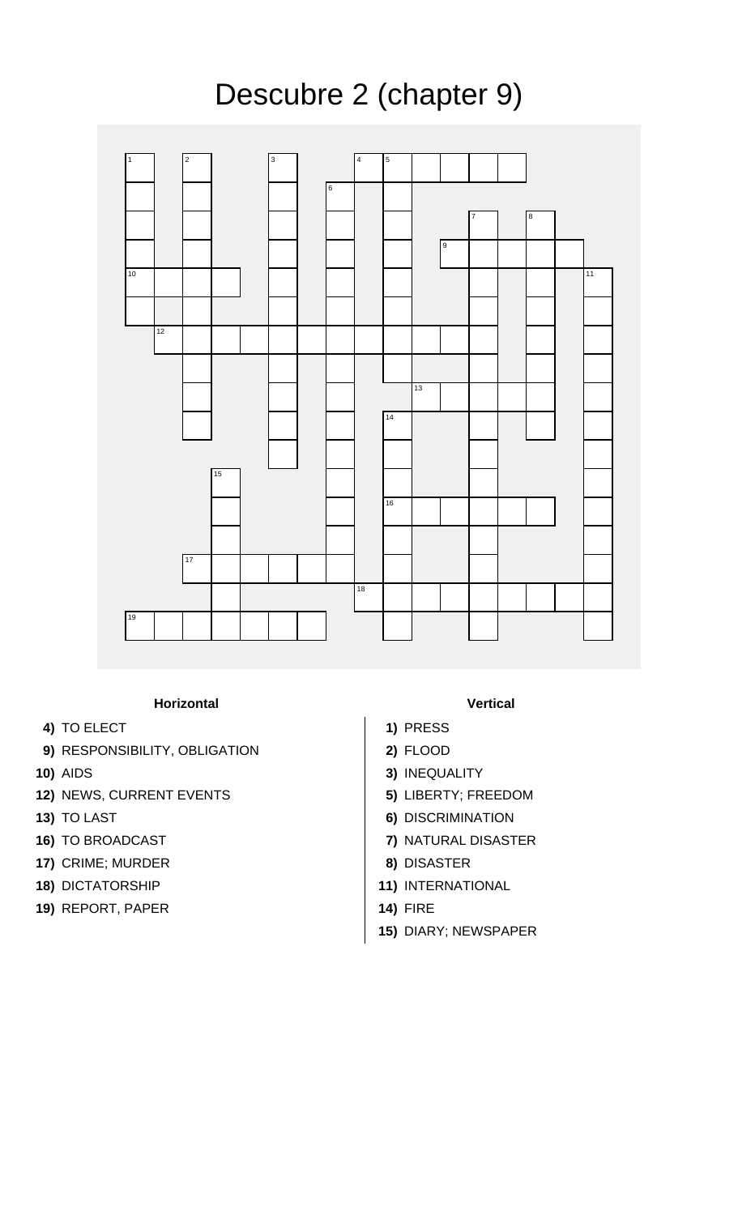# Descubre 2 (chapter 9)

**Horizontal**

- **4)** TO ELECT
- **9)** RESPONSIBILITY, OBLIGATION
- **10)** AIDS
- **12)** NEWS, CURRENT EVENTS
- **13)** TO LAST
- **16)** TO BROADCAST
- **17)** CRIME; MURDER
- **18)** DICTATORSHIP
- **19)** REPORT, PAPER

**Vertical**

- **1)** PRESS
- **2)** FLOOD
- **3)** INEQUALITY
- **5)** LIBERTY; FREEDOM
- **6)** DISCRIMINATION
- **7)** NATURAL DISASTER
- **8)** DISASTER
- **11)** INTERNATIONAL
- **14)** FIRE
- **15)** DIARY; NEWSPAPER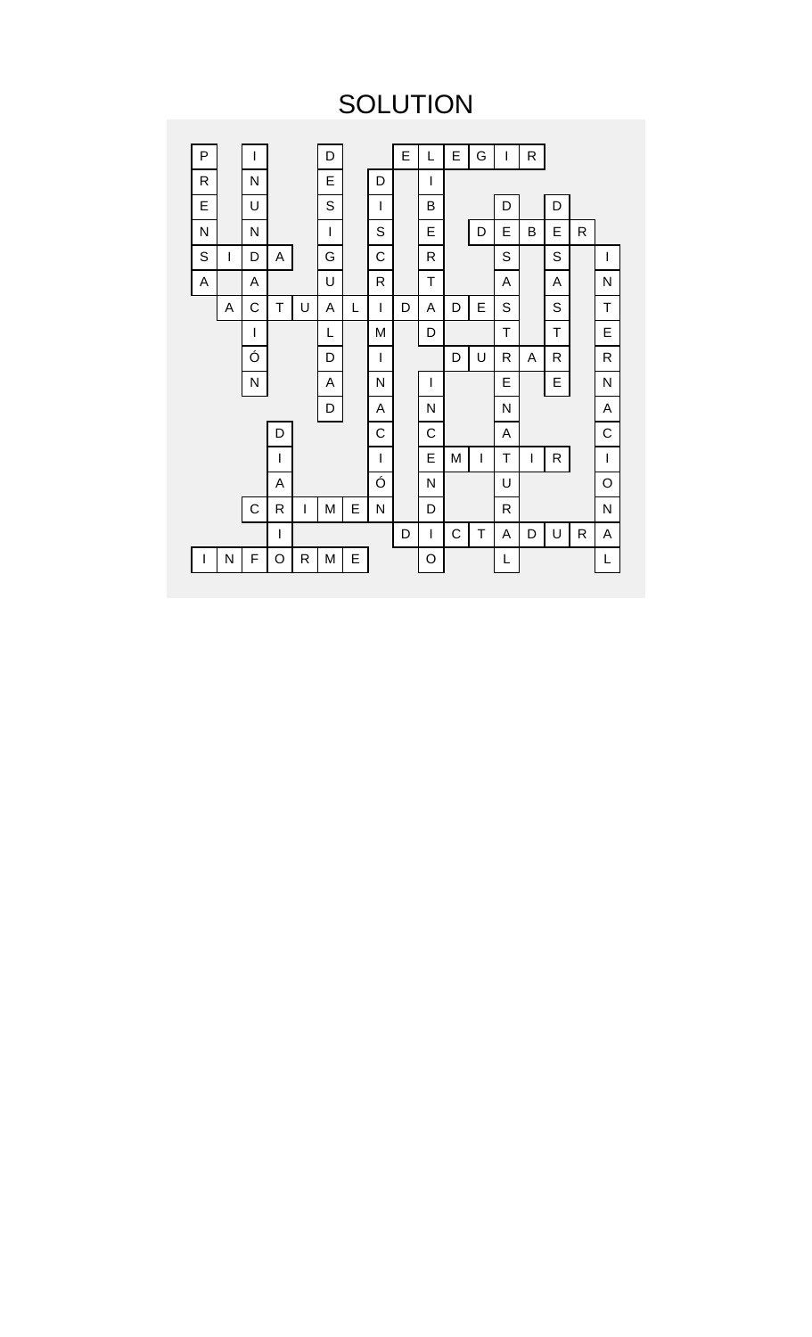# SOLUTION

| | | | | | | | | | | | | | | | | |
|---|---|---|---|---|---|---|---|---|---|---|---|---|---|---|---|---|
| P | | I | | | D | | | E | L | E | G | I | R | | | |
| R | | N | | | E | | D | | I | | | | | | | |
| E | | U | | | S | | I | | B | | | D | | D | | |
| N | | N | | | I | | S | | E | | D | E | B | E | R | |
| S | I | D | A | | G | | C | | R | | | S | | S | | I |
| A | | A | | | U | | R | | T | | | A | | A | | N |
| | A | C | T | U | A | L | I | D | A | D | E | S | | S | | T |
| | | I | | | L | | M | | D | | | T | | T | | E |
| | | Ó | | | D | | I | | | D | U | R | A | R | | R |
| | | N | | | A | | N | | I | | | E | | E | | N |
| | | | | | D | | A | | N | | | N | | | | A |
| | | | D | | | | C | | C | | | A | | | | C |
| | | | I | | | | I | | E | M | I | T | I | R | | I |
| | | | A | | | | Ó | | N | | | U | | | | O |
| | | C | R | I | M | E | N | | D | | | R | | | | N |
| | | | I | | | | | D | I | C | T | A | D | U | R | A |
| I | N | F | O | R | M | E | | | O | | | L | | | | L |